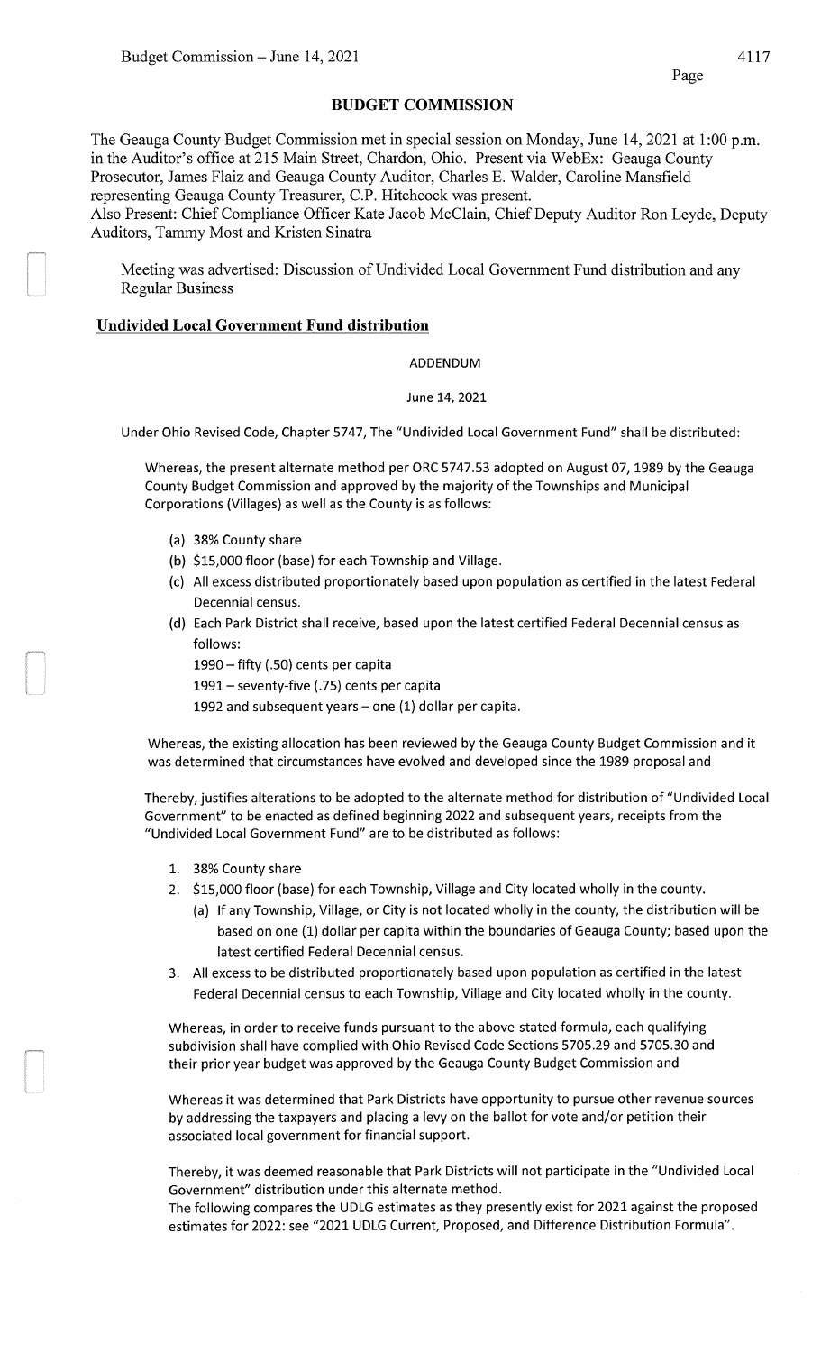## BUDGET COMMISSION

The Geauga County Budget Commission met in special session on Monday, June 14, 2021 at 1:00 p.m. in the Auditor's office at 215 Main Street, Chardon, Ohio. Present via WebEx: Geauga County Prosecutor, James Flaiz and Geauga County Auditor, Charles E. Walder, Caroline Mansfield representing Geauga County Treasurer, C.P. Hitchcock was present.
Also Present: Chief Compliance Officer Kate Jacob McClain, Chief Deputy Auditor Ron Leyde, Deputy Auditors, Tammy Most and Kristen Sinatra

Meeting was advertised: Discussion of Undivided Local Government Fund distribution and any Regular Business

### Undivided Local Government Fund distribution

ADDENDUM

June 14, 2021

Under Ohio Revised Code, Chapter 5747, The "Undivided Local Government Fund" shall be distributed:

Whereas, the present alternate method per ORC 5747.53 adopted on August 07, 1989 by the Geauga County Budget Commission and approved by the majority of the Townships and Municipal Corporations (Villages) as well as the County is as follows:

(a) 38% County share
(b) $15,000 floor (base) for each Township and Village.
(c) All excess distributed proportionately based upon population as certified in the latest Federal Decennial census.
(d) Each Park District shall receive, based upon the latest certified Federal Decennial census as follows:
 1990 – fifty (.50) cents per capita
 1991 – seventy-five (.75) cents per capita
 1992 and subsequent years – one (1) dollar per capita.

Whereas, the existing allocation has been reviewed by the Geauga County Budget Commission and it was determined that circumstances have evolved and developed since the 1989 proposal and

Thereby, justifies alterations to be adopted to the alternate method for distribution of "Undivided Local Government" to be enacted as defined beginning 2022 and subsequent years, receipts from the "Undivided Local Government Fund" are to be distributed as follows:

1. 38% County share
2. $15,000 floor (base) for each Township, Village and City located wholly in the county.
   (a) If any Township, Village, or City is not located wholly in the county, the distribution will be based on one (1) dollar per capita within the boundaries of Geauga County; based upon the latest certified Federal Decennial census.
3. All excess to be distributed proportionately based upon population as certified in the latest Federal Decennial census to each Township, Village and City located wholly in the county.

Whereas, in order to receive funds pursuant to the above-stated formula, each qualifying subdivision shall have complied with Ohio Revised Code Sections 5705.29 and 5705.30 and their prior year budget was approved by the Geauga County Budget Commission and

Whereas it was determined that Park Districts have opportunity to pursue other revenue sources by addressing the taxpayers and placing a levy on the ballot for vote and/or petition their associated local government for financial support.

Thereby, it was deemed reasonable that Park Districts will not participate in the "Undivided Local Government" distribution under this alternate method.
The following compares the UDLG estimates as they presently exist for 2021 against the proposed estimates for 2022: see "2021 UDLG Current, Proposed, and Difference Distribution Formula".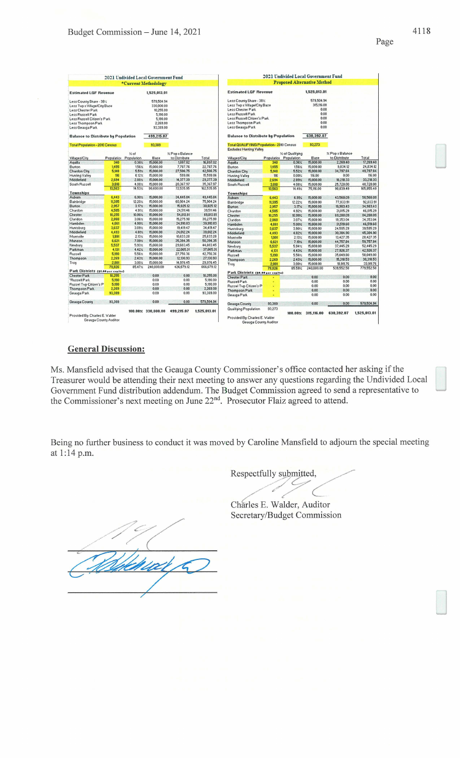## 2021 Undivided Local Government Fund

**\*Current Methodology**

| | | | | | |
|---|---|---|---|---|---|
| **Estimated LGF Revenue** | | 1,525,013.01 | | | |
| Less County Share - 38% | | 579,504.94 | | | |
| Less Twp x Village/City Base | | 330,000.00 | | | |
| Less Chester Park | | 10,255.00 | | | |
| Less Russell Park | | 5,190.00 | | | |
| Less Russell Citizen's Park | | 5,190.00 | | | |
| Less Thompson Park | | 2,269.00 | | | |
| Less Geauga Park | | 93,389.00 | | | |
| **Balance to Distribute by Population** | | 499,215.07 | | | |
| Total Population - 2010 Census | | 93,389 | | | |

| Villages/City | Population | % of Population | Base | % Pop x Balance to Distribute | Total |
|---|---|---|---|---|---|
| Aquilla | 340 | 0.36% | 15,000.00 | 1,897.02 | 16,897.02 |
| Burton | 1,455 | 1.56% | 15,000.00 | 7,787.76 | 22,787.76 |
| Chardon City | 5,148 | 5.51% | 15,000.00 | 27,506.75 | 42,506.75 |
| Hunting Valley | 116 | 0.12% | 15,000.00 | 599.06 | 15,599.06 |
| Middlefield | 2,694 | 2.88% | 15,000.00 | 14,377.39 | 29,377.39 |
| South Russell | 3,810 | 4.08% | 15,000.00 | 20,367.97 | 35,367.97 |
| | 13,563 | 14.53% | 90,000.00 | 72,535.95 | 162,535.95 |
| **Townships** | | | | | |
| Auburn | 6,443 | 6.90% | 15,000.00 | 34,445.84 | 49,445.84 |
| Bainbridge | 11,395 | 12.20% | 15,000.00 | 60,904.24 | 75,904.24 |
| Burton | 2,957 | 3.17% | 15,000.00 | 15,825.12 | 30,825.12 |
| Chardon | 4,585 | 4.91% | 15,000.00 | 24,511.46 | 39,511.46 |
| Chester | 10,255 | 10.98% | 15,000.00 | 54,813.81 | 69,813.81 |
| Claridon | 2,860 | 3.06% | 15,000.00 | 15,275.98 | 30,275.98 |
| Hambden | 4,661 | 4.99% | 15,000.00 | 24,910.83 | 39,910.83 |
| Huntsburg | 3,637 | 3.89% | 15,000.00 | 19,419.47 | 34,419.47 |
| Middlefield | 4,493 | 4.81% | 15,000.00 | 24,012.24 | 39,012.24 |
| Montville | 1,991 | 2.13% | 15,000.00 | 10,633.28 | 25,633.28 |
| Munson | 6,621 | 7.09% | 15,000.00 | 35,394.35 | 50,394.35 |
| Newbury | 5,537 | 5.93% | 15,000.00 | 29,603.45 | 44,603.45 |
| Parkman | 4,131 | 4.42% | 15,000.00 | 22,065.31 | 37,065.31 |
| Russell | 5,190 | 5.56% | 15,000.00 | 27,756.36 | 42,756.36 |
| Thompson | 2,269 | 2.43% | 15,000.00 | 12,130.93 | 27,130.93 |
| Troy | 2,801 | 3.00% | 15,000.00 | 14,976.45 | 29,976.45 |
| | 79,826 | 85.47% | 240,000.00 | 426,679.12 | 666,679.12 |
| **Park Districts ($1.00 per capita)** | | | | | |
| Chester Park | 10,255 | | 0.00 | 0.00 | 10,255.00 |
| \*Russell Park | 5,190 | | 0.00 | 0.00 | 5,190.00 |
| Russel Twp Citizen's P | 5,190 | | 0.00 | 0.00 | 5,190.00 |
| Thompson Park | 2,269 | | 0.00 | 0.00 | 2,269.00 |
| Geauga Park | 93,389 | | 0.00 | 0.00 | 93,389.00 |
| Geauga County | 93,389 | | 0.00 | 0.00 | 579,504.94 |
| | | 100.00% | 330,000.00 | 499,215.07 | 1,525,013.01 |

Provided By Charles E. Walder
Geauga County Auditor

## 2021 Undivided Local Government Fund

**Proposed Alternative Method**

| | | | | | |
|---|---|---|---|---|---|
| **Estimated LGF Revenue** | | 1,525,013.01 | | | |
| Less County Share - 38% | | 579,504.94 | | | |
| Less Twp x Village/City Base | | 315,116.00 | | | |
| Less Chester Park | | 0.00 | | | |
| Less Russell Park | | 0.00 | | | |
| Less Russell Citizen's Park | | 0.00 | | | |
| Less Thompson Park | | 0.00 | | | |
| Less Geauga Park | | 0.00 | | | |
| **Balance to Distribute by Population** | | 630,392.07 | | | |
| Total QUALIFYING Population - 2010 Census<br>Excludes Hunting Valley | | 93,273 | | | |

| Villages/City | Population | % of Qualifying Population | Base | % Pop x Balance to Distribute | Total |
|---|---|---|---|---|---|
| Aquilla | 340 | 0.36% | 15,000.00 | 2,269.40 | 17,269.40 |
| Burton | 1,455 | 1.56% | 15,000.00 | 9,834.12 | 24,834.12 |
| Chardon City | 5,148 | 5.52% | 15,000.00 | 34,797.84 | 49,797.84 |
| Hunting Valley | 116 | 0.00% | 116.00 | 0.00 | 116.00 |
| Middlefield | 2,694 | 2.89% | 15,000.00 | 18,218.33 | 33,218.33 |
| South Russell | 3,810 | 4.08% | 15,000.00 | 25,720.00 | 40,720.00 |
| | 13,563 | 14.41% | 75,116.00 | 90,839.49 | 165,955.49 |
| **Townships** | | | | | |
| Auburn | 6,443 | 6.91% | 15,000.00 | 43,560.09 | 58,560.09 |
| Bainbridge | 11,395 | 12.22% | 15,000.00 | 77,033.91 | 92,033.91 |
| Burton | 2,957 | 3.17% | 15,000.00 | 19,983.43 | 34,983.43 |
| Chardon | 4,585 | 4.92% | 15,000.00 | 31,015.29 | 46,015.29 |
| Chester | 10,255 | 10.99% | 15,000.00 | 69,280.09 | 84,280.09 |
| Claridon | 2,860 | 3.07% | 15,000.00 | 19,353.04 | 34,353.04 |
| Hambden | 4,661 | 5.00% | 15,000.00 | 31,519.60 | 46,519.60 |
| Huntsburg | 3,637 | 3.90% | 15,000.00 | 24,585.29 | 39,585.29 |
| Middlefield | 4,493 | 4.82% | 15,000.00 | 30,384.90 | 45,384.90 |
| Montville | 1,991 | 2.13% | 15,000.00 | 13,427.35 | 28,427.35 |
| Munson | 6,621 | 7.10% | 15,000.00 | 44,757.84 | 59,757.84 |
| Newbury | 5,537 | 5.94% | 15,000.00 | 37,445.29 | 52,445.29 |
| Parkman | 4,131 | 4.43% | 15,000.00 | 27,926.37 | 42,926.37 |
| Russell | 5,190 | 5.56% | 15,000.00 | 35,049.80 | 50,049.80 |
| Thompson | 2,269 | 2.43% | 15,000.00 | 15,318.53 | 30,318.53 |
| Troy | 2,801 | 3.00% | 15,000.00 | 18,911.76 | 33,911.76 |
| | 79,826 | 85.59% | 240,000.00 | 539,552.58 | 779,552.58 |
| **Park Districts ($1.00 per capita)** | | | | | |
| Chester Park | - | | 0.00 | 0.00 | 0.00 |
| Russell Park | - | | 0.00 | 0.00 | 0.00 |
| Russel Twp Citizen's P | - | | 0.00 | 0.00 | 0.00 |
| Thompson Park | - | | 0.00 | 0.00 | 0.00 |
| Geauga Park | - | | 0.00 | 0.00 | 0.00 |
| Geauga County | 93,389 | | 0.00 | 0.00 | 579,504.94 |
| Qualifying Population | 93,273 | | | | |
| | | 100.00% | 315,116.00 | 630,392.07 | 1,525,013.01 |

Provided By Charles E. Walder
Geauga County Auditor

## General Discussion:

Ms. Mansfield advised that the Geauga County Commissioner's office contacted her asking if the Treasurer would be attending their next meeting to answer any questions regarding the Undivided Local Government Fund distribution addendum. The Budget Commission agreed to send a representative to the Commissioner's next meeting on June 22nd. Prosecutor Flaiz agreed to attend.

Being no further business to conduct it was moved by Caroline Mansfield to adjourn the special meeting at 1:14 p.m.

Respectfully submitted,

Charles E. Walder, Auditor
Secretary/Budget Commission